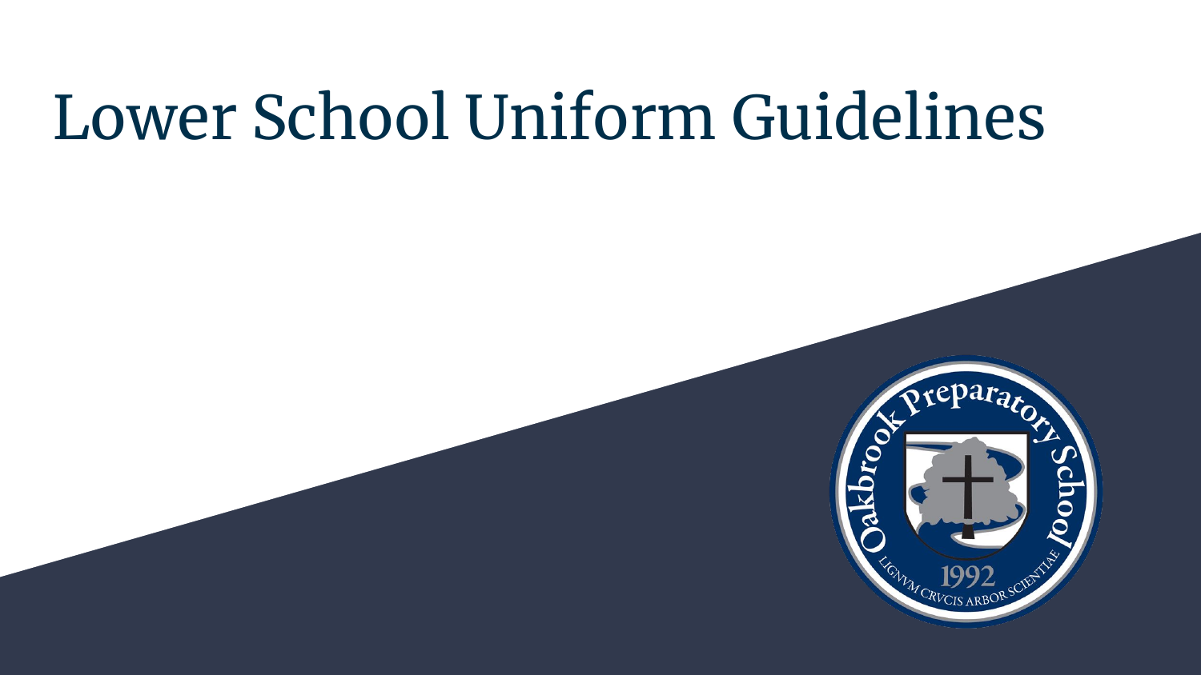# Lower School Uniform Guidelines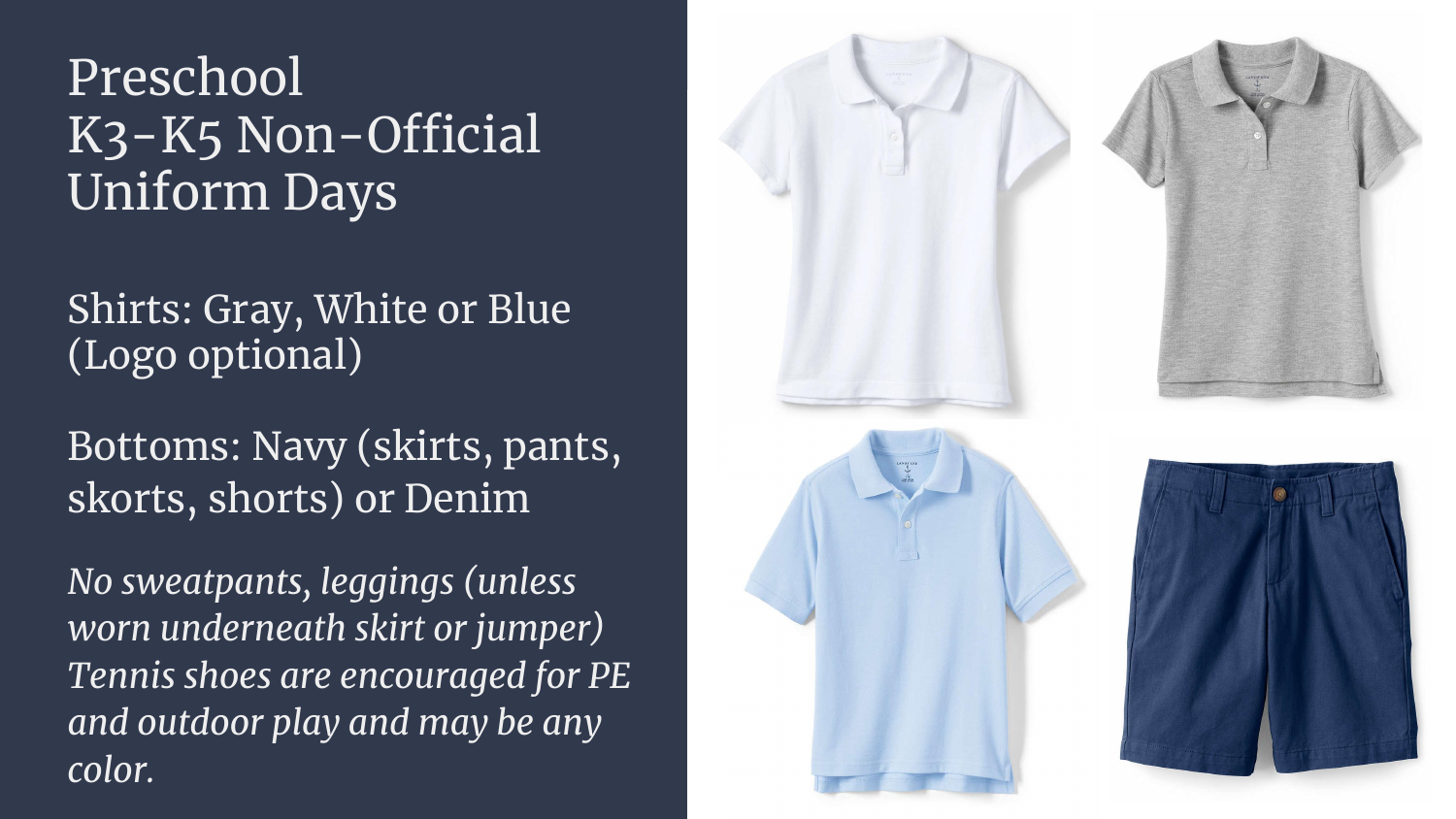# Preschool K3-K5 Non-Official Uniform Days

Shirts: Gray, White or Blue (Logo optional)

Bottoms: Navy (skirts, pants, skorts, shorts) or Denim

*No sweatpants, leggings (unless worn underneath skirt or jumper) Tennis shoes are encouraged for PE and outdoor play and may be any color.*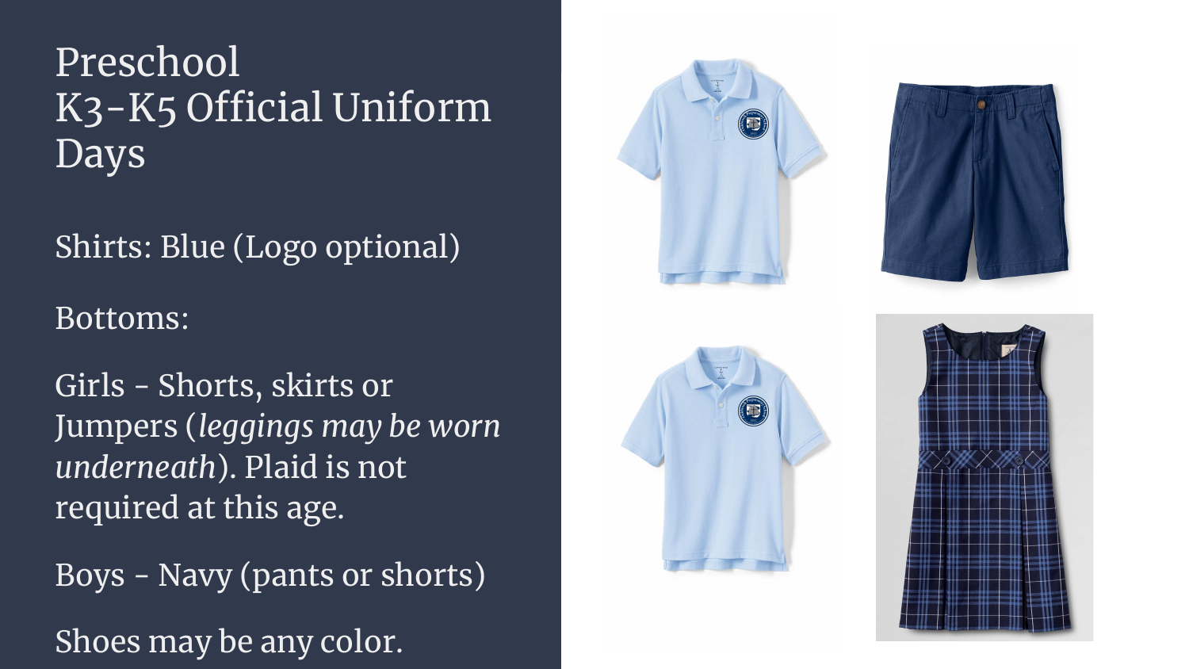# Preschool K3-K5 Official Uniform Days

Shirts: Blue (Logo optional)

Bottoms:

Girls - Shorts, skirts or Jumpers (*leggings may be worn underneath*). Plaid is not required at this age.

Boys - Navy (pants or shorts)

Shoes may be any color.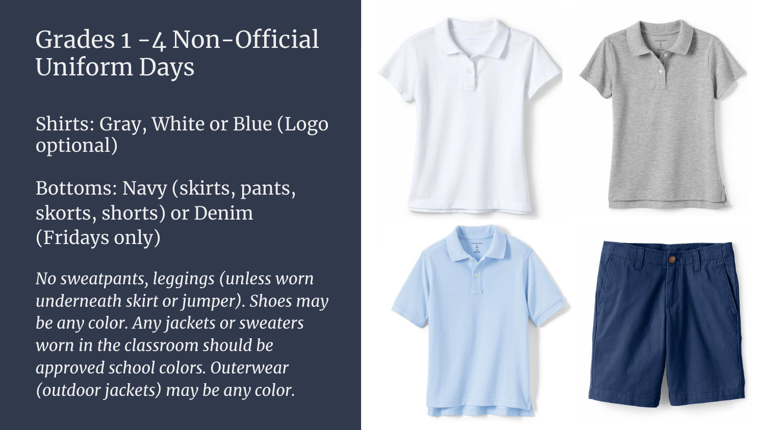# Grades 1 -4 Non-Official Uniform Days

Shirts: Gray, White or Blue (Logo optional)

Bottoms: Navy (skirts, pants, skorts, shorts) or Denim (Fridays only)

*No sweatpants, leggings (unless worn underneath skirt or jumper). Shoes may be any color. Any jackets or sweaters worn in the classroom should be approved school colors. Outerwear (outdoor jackets) may be any color.*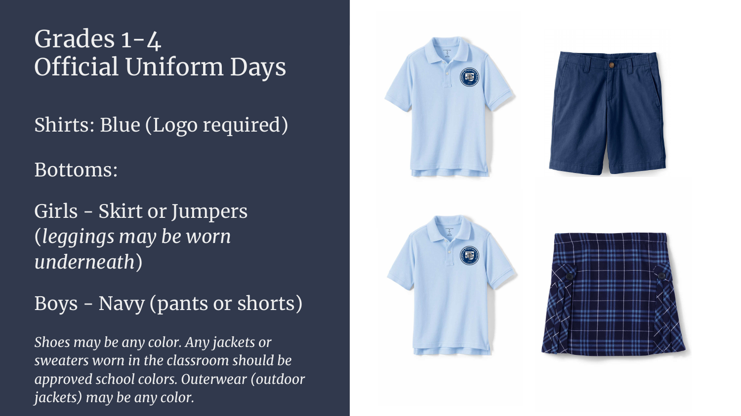# Grades 1-4
# Official Uniform Days

Shirts: Blue (Logo required)

Bottoms:

Girls - Skirt or Jumpers (*leggings may be worn underneath*)

Boys - Navy (pants or shorts)

*Shoes may be any color. Any jackets or sweaters worn in the classroom should be approved school colors. Outerwear (outdoor jackets) may be any color.*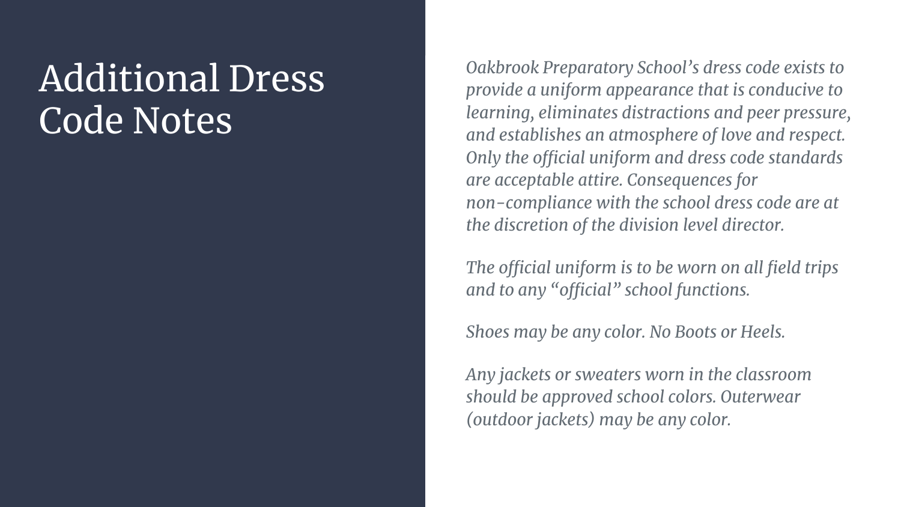# Additional Dress Code Notes

*Oakbrook Preparatory School's dress code exists to provide a uniform appearance that is conducive to learning, eliminates distractions and peer pressure, and establishes an atmosphere of love and respect. Only the official uniform and dress code standards are acceptable attire. Consequences for non-compliance with the school dress code are at the discretion of the division level director.*

*The official uniform is to be worn on all field trips and to any "official" school functions.*

*Shoes may be any color. No Boots or Heels.*

*Any jackets or sweaters worn in the classroom should be approved school colors. Outerwear (outdoor jackets) may be any color.*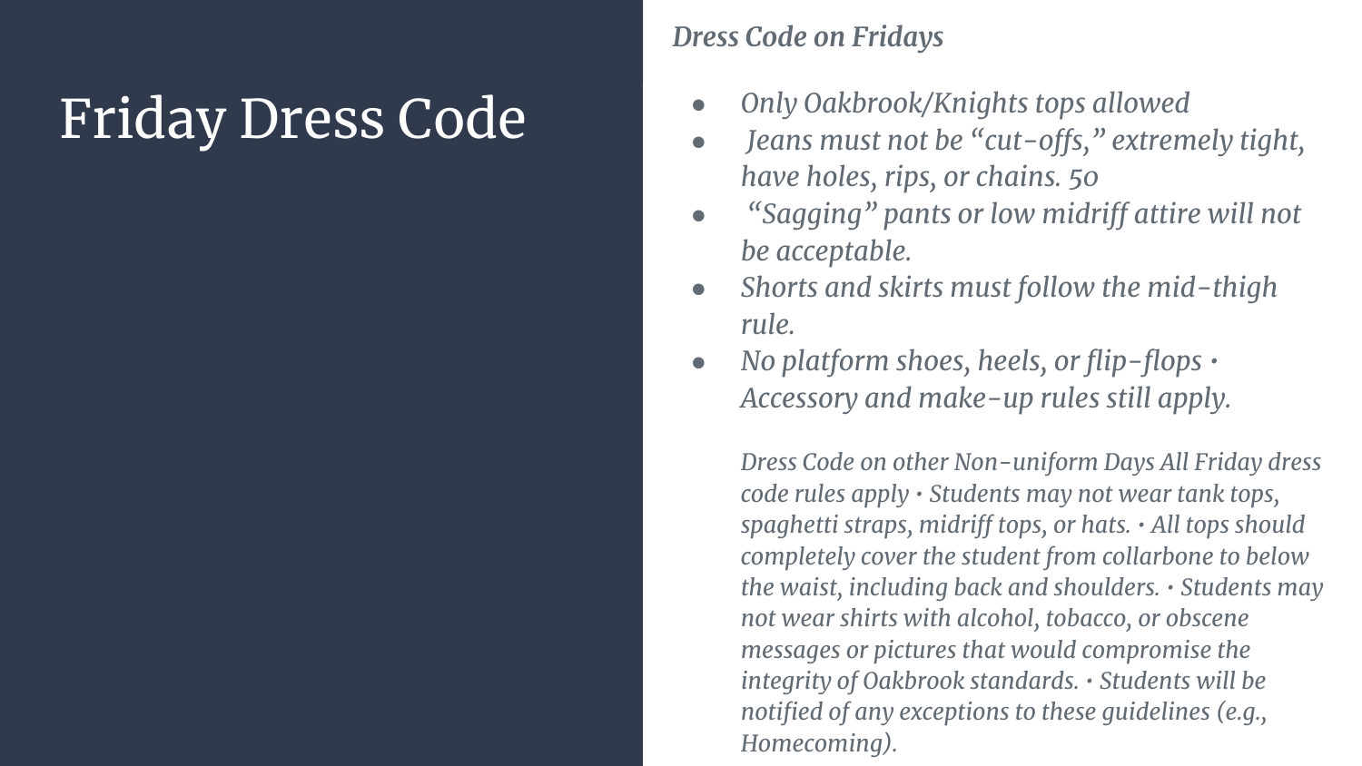# Friday Dress Code

*Dress Code on Fridays*

- *Only Oakbrook/Knights tops allowed*
- *Jeans must not be "cut-offs," extremely tight, have holes, rips, or chains. 50*
- *"Sagging" pants or low midriff attire will not be acceptable.*
- *Shorts and skirts must follow the mid-thigh rule.*
- *No platform shoes, heels, or flip-flops • Accessory and make-up rules still apply.*

  *Dress Code on other Non-uniform Days All Friday dress code rules apply • Students may not wear tank tops, spaghetti straps, midriff tops, or hats. • All tops should completely cover the student from collarbone to below the waist, including back and shoulders. • Students may not wear shirts with alcohol, tobacco, or obscene messages or pictures that would compromise the integrity of Oakbrook standards. • Students will be notified of any exceptions to these guidelines (e.g., Homecoming).*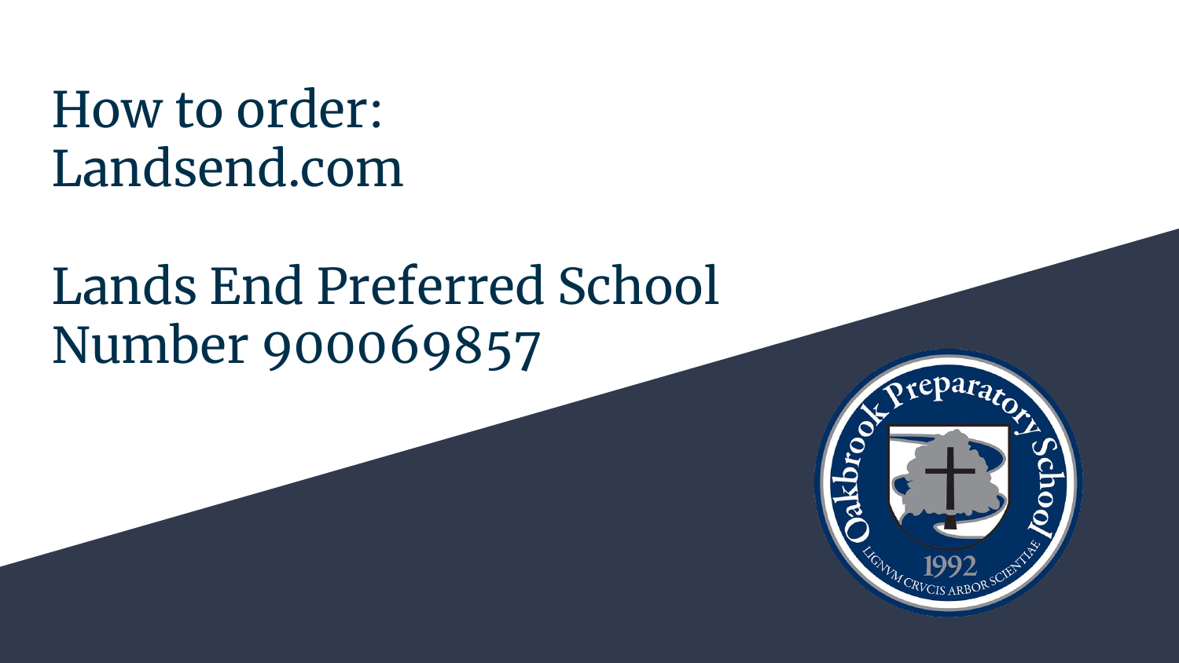# How to order: Landsend.com

# Lands End Preferred School Number 900069857